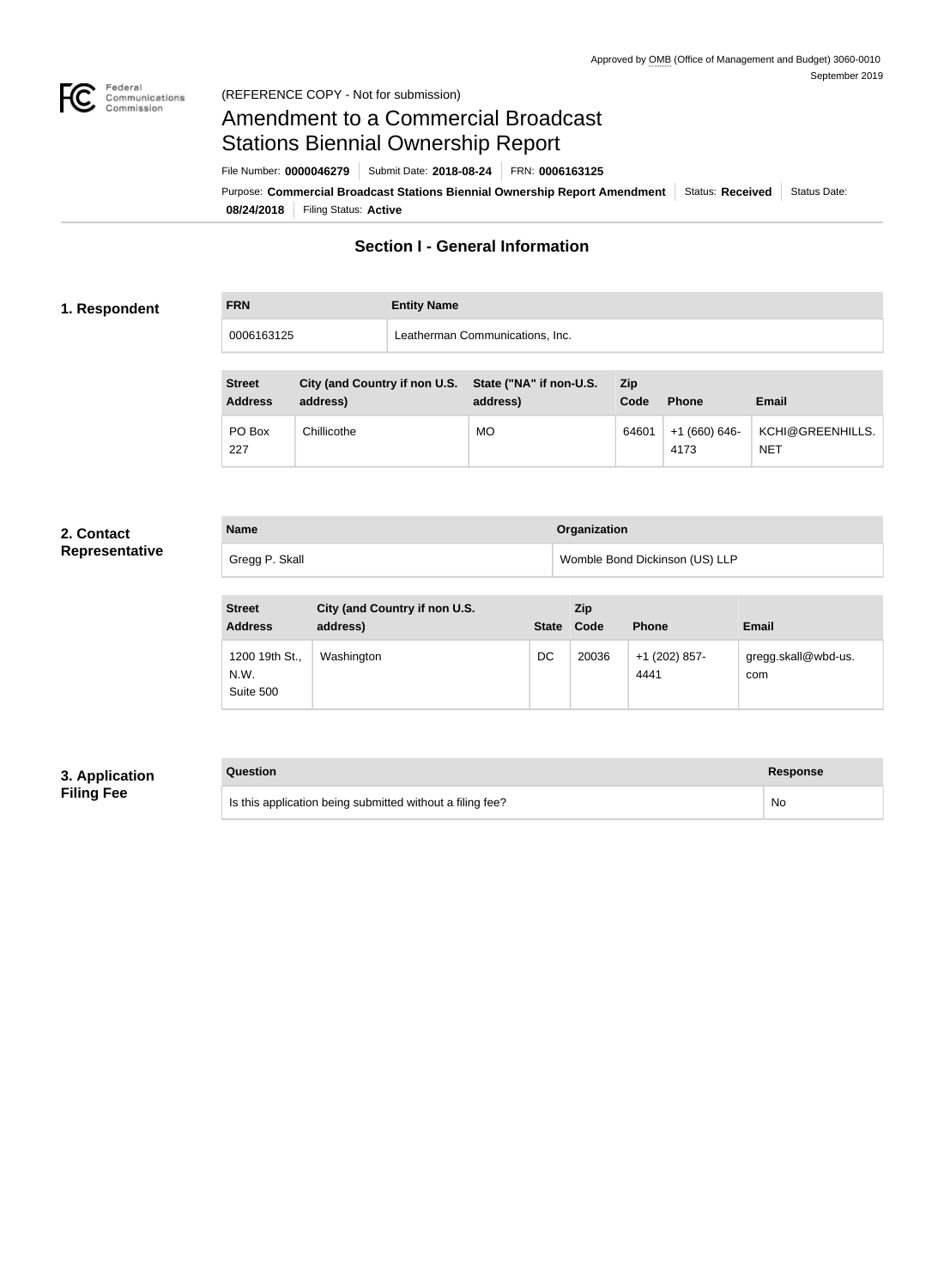Approved by OMB (Office of Management and Budget) 3060-0010
September 2019

(REFERENCE COPY - Not for submission)

# Amendment to a Commercial Broadcast Stations Biennial Ownership Report

File Number: **0000046279** | Submit Date: **2018-08-24** | FRN: **0006163125**

Purpose: **Commercial Broadcast Stations Biennial Ownership Report Amendment** | Status: **Received** | Status Date: **08/24/2018** | Filing Status: **Active**

## Section I - General Information

### 1. Respondent

| FRN | Entity Name |
| --- | --- |
| 0006163125 | Leatherman Communications, Inc. |

| Street Address | City (and Country if non U.S. address) | State ("NA" if non-U.S. address) | Zip Code | Phone | Email |
| --- | --- | --- | --- | --- | --- |
| PO Box 227 | Chillicothe | MO | 64601 | +1 (660) 646-4173 | KCHI@GREENHILLS.NET |

### 2. Contact Representative

| Name | Organization |
| --- | --- |
| Gregg P. Skall | Womble Bond Dickinson (US) LLP |

| Street Address | City (and Country if non U.S. address) | State | Zip Code | Phone | Email |
| --- | --- | --- | --- | --- | --- |
| 1200 19th St., N.W. Suite 500 | Washington | DC | 20036 | +1 (202) 857-4441 | gregg.skall@wbd-us.com |

### 3. Application Filing Fee

| Question | Response |
| --- | --- |
| Is this application being submitted without a filing fee? | No |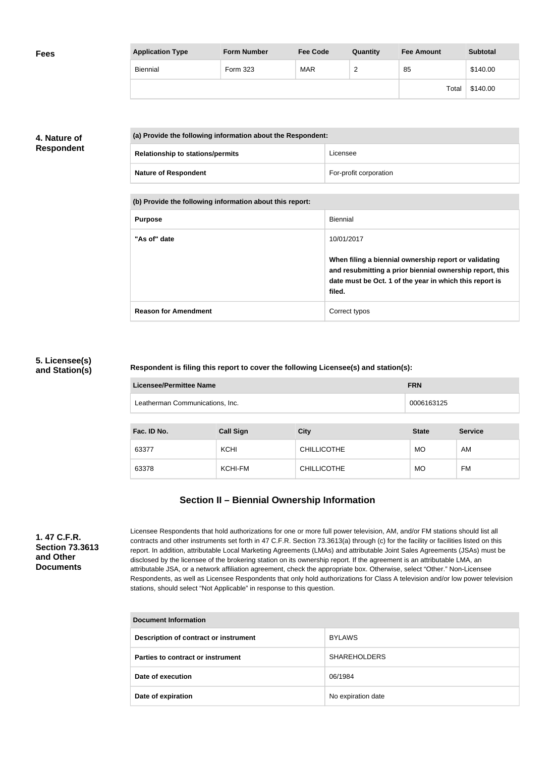**Fees**

| Application Type | Form Number | Fee Code | Quantity | Fee Amount | Subtotal |
|---|---|---|---|---|---|
| Biennial | Form 323 | MAR | 2 | 85 | $140.00 |
| | | | | Total | $140.00 |

**4. Nature of Respondent**

| (a) Provide the following information about the Respondent: | |
|---|---|
| **Relationship to stations/permits** | Licensee |
| **Nature of Respondent** | For-profit corporation |

| (b) Provide the following information about this report: | |
|---|---|
| **Purpose** | Biennial |
| **"As of" date** | 10/01/2017<br><br>**When filing a biennial ownership report or validating and resubmitting a prior biennial ownership report, this date must be Oct. 1 of the year in which this report is filed.** |
| **Reason for Amendment** | Correct typos |

**5. Licensee(s) and Station(s)**

**Respondent is filing this report to cover the following Licensee(s) and station(s):**

| Licensee/Permittee Name | FRN |
|---|---|
| Leatherman Communications, Inc. | 0006163125 |

| Fac. ID No. | Call Sign | City | State | Service |
|---|---|---|---|---|
| 63377 | KCHI | CHILLICOTHE | MO | AM |
| 63378 | KCHI-FM | CHILLICOTHE | MO | FM |

## Section II – Biennial Ownership Information

**1. 47 C.F.R. Section 73.3613 and Other Documents**

Licensee Respondents that hold authorizations for one or more full power television, AM, and/or FM stations should list all contracts and other instruments set forth in 47 C.F.R. Section 73.3613(a) through (c) for the facility or facilities listed on this report. In addition, attributable Local Marketing Agreements (LMAs) and attributable Joint Sales Agreements (JSAs) must be disclosed by the licensee of the brokering station on its ownership report. If the agreement is an attributable LMA, an attributable JSA, or a network affiliation agreement, check the appropriate box. Otherwise, select "Other." Non-Licensee Respondents, as well as Licensee Respondents that only hold authorizations for Class A television and/or low power television stations, should select "Not Applicable" in response to this question.

| Document Information | |
|---|---|
| **Description of contract or instrument** | BYLAWS |
| **Parties to contract or instrument** | SHAREHOLDERS |
| **Date of execution** | 06/1984 |
| **Date of expiration** | No expiration date |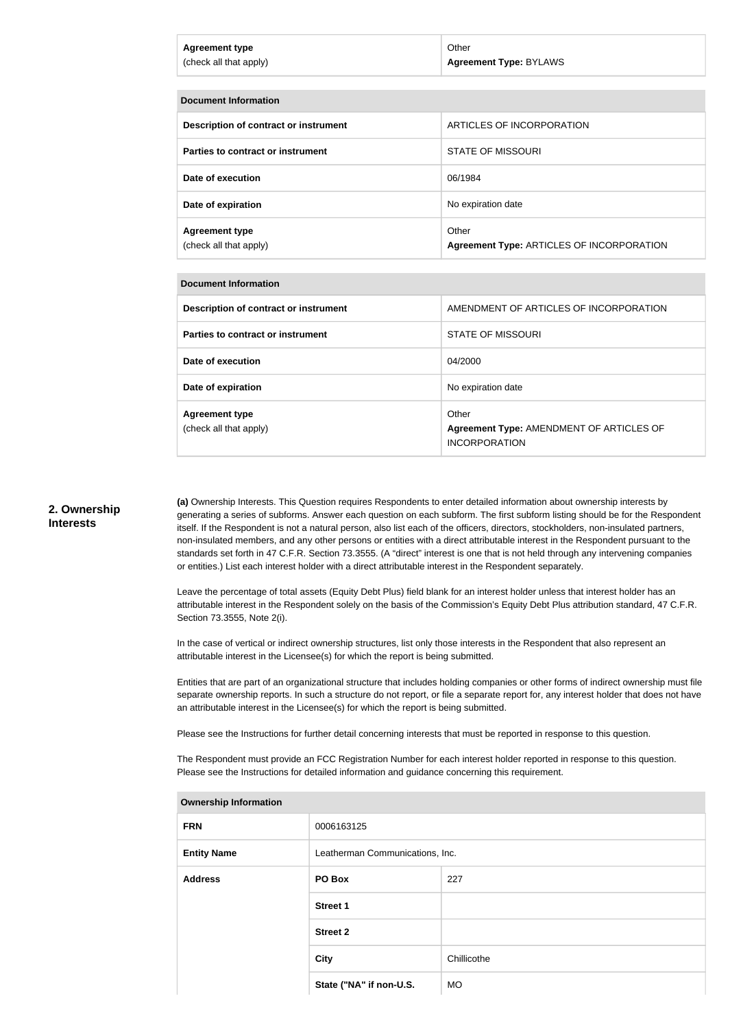| Agreement type (check all that apply) | Other **Agreement Type:** BYLAWS |
| --- | --- |

| Document Information | |
| --- | --- |
| **Description of contract or instrument** | ARTICLES OF INCORPORATION |
| **Parties to contract or instrument** | STATE OF MISSOURI |
| **Date of execution** | 06/1984 |
| **Date of expiration** | No expiration date |
| **Agreement type** (check all that apply) | Other **Agreement Type:** ARTICLES OF INCORPORATION |

| Document Information | |
| --- | --- |
| **Description of contract or instrument** | AMENDMENT OF ARTICLES OF INCORPORATION |
| **Parties to contract or instrument** | STATE OF MISSOURI |
| **Date of execution** | 04/2000 |
| **Date of expiration** | No expiration date |
| **Agreement type** (check all that apply) | Other **Agreement Type:** AMENDMENT OF ARTICLES OF INCORPORATION |

## 2. Ownership Interests

**(a)** Ownership Interests. This Question requires Respondents to enter detailed information about ownership interests by generating a series of subforms. Answer each question on each subform. The first subform listing should be for the Respondent itself. If the Respondent is not a natural person, also list each of the officers, directors, stockholders, non-insulated partners, non-insulated members, and any other persons or entities with a direct attributable interest in the Respondent pursuant to the standards set forth in 47 C.F.R. Section 73.3555. (A "direct" interest is one that is not held through any intervening companies or entities.) List each interest holder with a direct attributable interest in the Respondent separately.

Leave the percentage of total assets (Equity Debt Plus) field blank for an interest holder unless that interest holder has an attributable interest in the Respondent solely on the basis of the Commission's Equity Debt Plus attribution standard, 47 C.F.R. Section 73.3555, Note 2(i).

In the case of vertical or indirect ownership structures, list only those interests in the Respondent that also represent an attributable interest in the Licensee(s) for which the report is being submitted.

Entities that are part of an organizational structure that includes holding companies or other forms of indirect ownership must file separate ownership reports. In such a structure do not report, or file a separate report for, any interest holder that does not have an attributable interest in the Licensee(s) for which the report is being submitted.

Please see the Instructions for further detail concerning interests that must be reported in response to this question.

The Respondent must provide an FCC Registration Number for each interest holder reported in response to this question. Please see the Instructions for detailed information and guidance concerning this requirement.

| Ownership Information | | |
| --- | --- | --- |
| **FRN** | 0006163125 | |
| **Entity Name** | Leatherman Communications, Inc. | |
| **Address** | **PO Box** | 227 |
| | **Street 1** | |
| | **Street 2** | |
| | **City** | Chillicothe |
| | **State ("NA" if non-U.S.** | MO |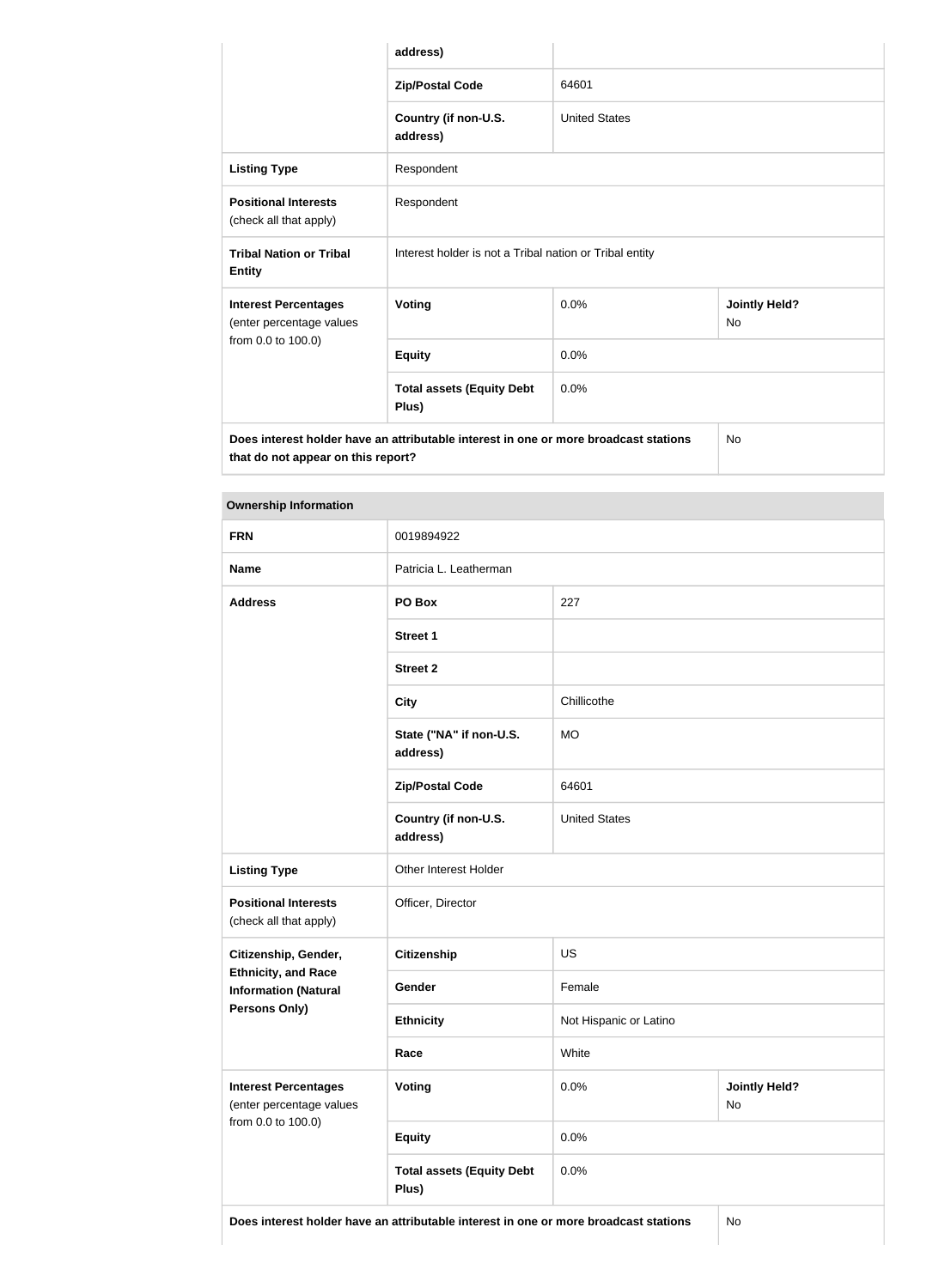| | | |
|---|---|---|
| | address) | |
| | **Zip/Postal Code** | 64601 |
| | **Country (if non-U.S. address)** | United States |
| **Listing Type** | Respondent | |
| **Positional Interests** (check all that apply) | Respondent | |
| **Tribal Nation or Tribal Entity** | Interest holder is not a Tribal nation or Tribal entity | |

| | | | |
|---|---|---|---|
| **Interest Percentages** (enter percentage values from 0.0 to 100.0) | **Voting** | 0.0% | **Jointly Held?** No |
| | **Equity** | 0.0% | |
| | **Total assets (Equity Debt Plus)** | 0.0% | |
| **Does interest holder have an attributable interest in one or more broadcast stations that do not appear on this report?** | | | No |

| **Ownership Information** | | | |
|---|---|---|---|
| **FRN** | 0019894922 | | |
| **Name** | Patricia L. Leatherman | | |
| **Address** | **PO Box** | 227 | |
| | **Street 1** | | |
| | **Street 2** | | |
| | **City** | Chillicothe | |
| | **State ("NA" if non-U.S. address)** | MO | |
| | **Zip/Postal Code** | 64601 | |
| | **Country (if non-U.S. address)** | United States | |
| **Listing Type** | Other Interest Holder | | |
| **Positional Interests** (check all that apply) | Officer, Director | | |
| **Citizenship, Gender, Ethnicity, and Race Information (Natural Persons Only)** | **Citizenship** | US | |
| | **Gender** | Female | |
| | **Ethnicity** | Not Hispanic or Latino | |
| | **Race** | White | |
| **Interest Percentages** (enter percentage values from 0.0 to 100.0) | **Voting** | 0.0% | **Jointly Held?** No |
| | **Equity** | 0.0% | |
| | **Total assets (Equity Debt Plus)** | 0.0% | |
| **Does interest holder have an attributable interest in one or more broadcast stations** | | | No |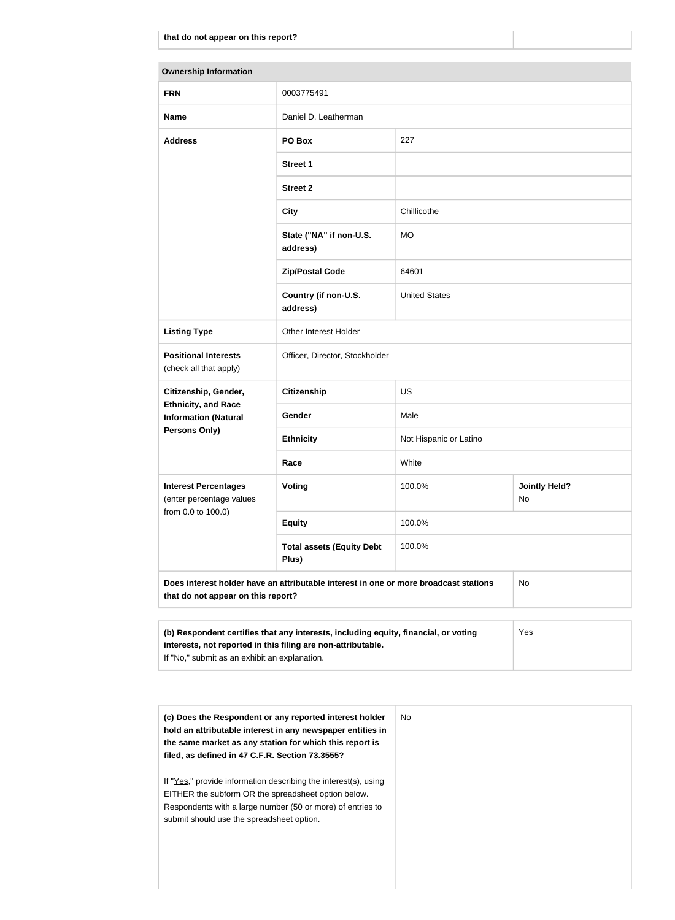| that do not appear on this report? | |
|---|---|

| Ownership Information | | | |
|---|---|---|---|
| **FRN** | 0003775491 | | |
| **Name** | Daniel D. Leatherman | | |
| **Address** | **PO Box** | 227 | |
| | **Street 1** | | |
| | **Street 2** | | |
| | **City** | Chillicothe | |
| | **State ("NA" if non-U.S. address)** | MO | |
| | **Zip/Postal Code** | 64601 | |
| | **Country (if non-U.S. address)** | United States | |
| **Listing Type** | Other Interest Holder | | |
| **Positional Interests** (check all that apply) | Officer, Director, Stockholder | | |
| **Citizenship, Gender, Ethnicity, and Race Information (Natural Persons Only)** | **Citizenship** | US | |
| | **Gender** | Male | |
| | **Ethnicity** | Not Hispanic or Latino | |
| | **Race** | White | |
| **Interest Percentages** (enter percentage values from 0.0 to 100.0) | **Voting** | 100.0% | **Jointly Held?** No |
| | **Equity** | 100.0% | |
| | **Total assets (Equity Debt Plus)** | 100.0% | |
| **Does interest holder have an attributable interest in one or more broadcast stations that do not appear on this report?** | | | No |

| **(b) Respondent certifies that any interests, including equity, financial, or voting interests, not reported in this filing are non-attributable.** If "No," submit as an exhibit an explanation. | Yes |
|---|---|

| **(c) Does the Respondent or any reported interest holder hold an attributable interest in any newspaper entities in the same market as any station for which this report is filed, as defined in 47 C.F.R. Section 73.3555?** If "Yes," provide information describing the interest(s), using EITHER the subform OR the spreadsheet option below. Respondents with a large number (50 or more) of entries to submit should use the spreadsheet option. | No |
|---|---|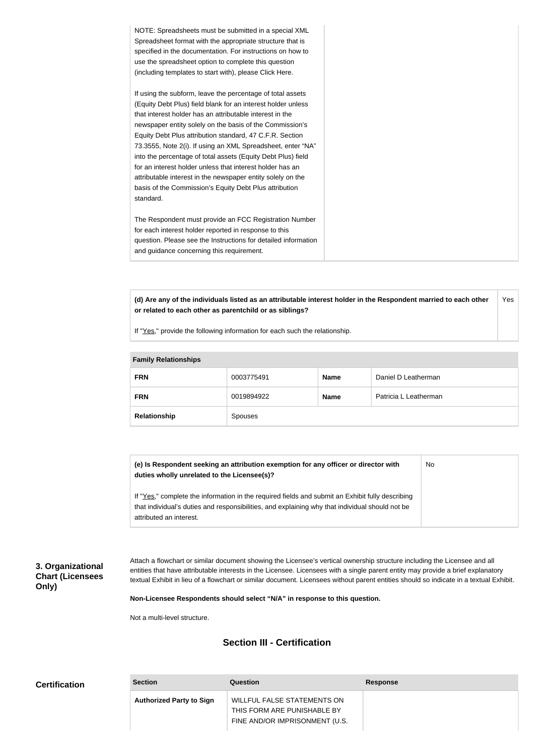| NOTE: Spreadsheets must be submitted in a special XML Spreadsheet format with the appropriate structure that is specified in the documentation. For instructions on how to use the spreadsheet option to complete this question (including templates to start with), please Click Here.<br><br>If using the subform, leave the percentage of total assets (Equity Debt Plus) field blank for an interest holder unless that interest holder has an attributable interest in the newspaper entity solely on the basis of the Commission's Equity Debt Plus attribution standard, 47 C.F.R. Section 73.3555, Note 2(i). If using an XML Spreadsheet, enter "NA" into the percentage of total assets (Equity Debt Plus) field for an interest holder unless that interest holder has an attributable interest in the newspaper entity solely on the basis of the Commission's Equity Debt Plus attribution standard.<br><br>The Respondent must provide an FCC Registration Number for each interest holder reported in response to this question. Please see the Instructions for detailed information and guidance concerning this requirement. | |
|---|---|

| **(d) Are any of the individuals listed as an attributable interest holder in the Respondent married to each other or related to each other as parentchild or as siblings?**<br><br>If "Yes," provide the following information for each such the relationship. | Yes |
|---|---|

| Family Relationships | | | |
|---|---|---|---|
| **FRN** | 0003775491 | **Name** | Daniel D Leatherman |
| **FRN** | 0019894922 | **Name** | Patricia L Leatherman |
| **Relationship** | Spouses | | |

| **(e) Is Respondent seeking an attribution exemption for any officer or director with duties wholly unrelated to the Licensee(s)?**<br><br>If "Yes," complete the information in the required fields and submit an Exhibit fully describing that individual's duties and responsibilities, and explaining why that individual should not be attributed an interest. | No |
|---|---|

### 3. Organizational Chart (Licensees Only)

Attach a flowchart or similar document showing the Licensee's vertical ownership structure including the Licensee and all entities that have attributable interests in the Licensee. Licensees with a single parent entity may provide a brief explanatory textual Exhibit in lieu of a flowchart or similar document. Licensees without parent entities should so indicate in a textual Exhibit.

**Non-Licensee Respondents should select "N/A" in response to this question.**

Not a multi-level structure.

## Section III - Certification

### Certification

| Section | Question | Response |
|---|---|---|
| **Authorized Party to Sign** | WILLFUL FALSE STATEMENTS ON THIS FORM ARE PUNISHABLE BY FINE AND/OR IMPRISONMENT (U.S. | |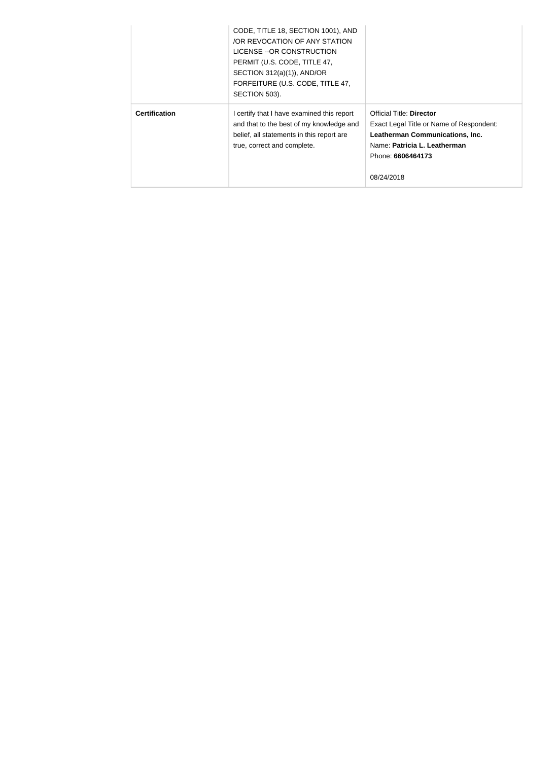| | | |
|---|---|---|
| | CODE, TITLE 18, SECTION 1001), AND /OR REVOCATION OF ANY STATION LICENSE --OR CONSTRUCTION PERMIT (U.S. CODE, TITLE 47, SECTION 312(a)(1)), AND/OR FORFEITURE (U.S. CODE, TITLE 47, SECTION 503). | |
| **Certification** | I certify that I have examined this report and that to the best of my knowledge and belief, all statements in this report are true, correct and complete. | Official Title: **Director**<br>Exact Legal Title or Name of Respondent: **Leatherman Communications, Inc.**<br>Name: **Patricia L. Leatherman**<br>Phone: **6606464173**<br><br>08/24/2018 |